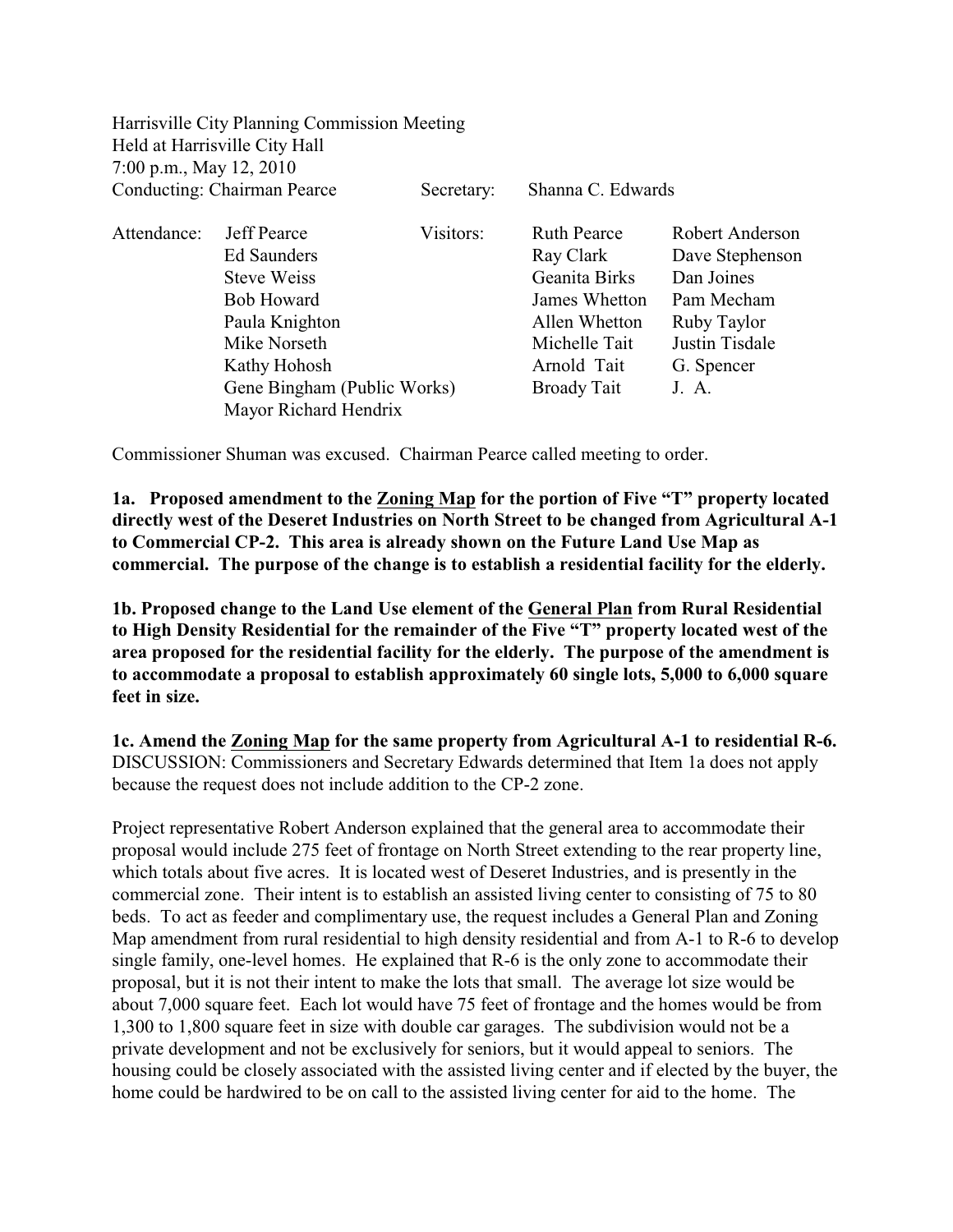Harrisville City Planning Commission Meeting
Held at Harrisville City Hall
7:00 p.m., May 12, 2010
Conducting: Chairman Pearce Secretary: Shanna C. Edwards

| Attendance: | | Visitors: | | |
|---|---|---|---|---|
| | Jeff Pearce | | Ruth Pearce | Robert Anderson |
| | Ed Saunders | | Ray Clark | Dave Stephenson |
| | Steve Weiss | | Geanita Birks | Dan Joines |
| | Bob Howard | | James Whetton | Pam Mecham |
| | Paula Knighton | | Allen Whetton | Ruby Taylor |
| | Mike Norseth | | Michelle Tait | Justin Tisdale |
| | Kathy Hohosh | | Arnold Tait | G. Spencer |
| | Gene Bingham (Public Works) | | Broady Tait | J. A. |
| | Mayor Richard Hendrix | | | |

Commissioner Shuman was excused. Chairman Pearce called meeting to order.

**1a. Proposed amendment to the Zoning Map for the portion of Five "T" property located directly west of the Deseret Industries on North Street to be changed from Agricultural A-1 to Commercial CP-2. This area is already shown on the Future Land Use Map as commercial. The purpose of the change is to establish a residential facility for the elderly.**

**1b. Proposed change to the Land Use element of the General Plan from Rural Residential to High Density Residential for the remainder of the Five "T" property located west of the area proposed for the residential facility for the elderly. The purpose of the amendment is to accommodate a proposal to establish approximately 60 single lots, 5,000 to 6,000 square feet in size.**

**1c. Amend the Zoning Map for the same property from Agricultural A-1 to residential R-6.**
DISCUSSION: Commissioners and Secretary Edwards determined that Item 1a does not apply because the request does not include addition to the CP-2 zone.

Project representative Robert Anderson explained that the general area to accommodate their proposal would include 275 feet of frontage on North Street extending to the rear property line, which totals about five acres. It is located west of Deseret Industries, and is presently in the commercial zone. Their intent is to establish an assisted living center to consisting of 75 to 80 beds. To act as feeder and complimentary use, the request includes a General Plan and Zoning Map amendment from rural residential to high density residential and from A-1 to R-6 to develop single family, one-level homes. He explained that R-6 is the only zone to accommodate their proposal, but it is not their intent to make the lots that small. The average lot size would be about 7,000 square feet. Each lot would have 75 feet of frontage and the homes would be from 1,300 to 1,800 square feet in size with double car garages. The subdivision would not be a private development and not be exclusively for seniors, but it would appeal to seniors. The housing could be closely associated with the assisted living center and if elected by the buyer, the home could be hardwired to be on call to the assisted living center for aid to the home. The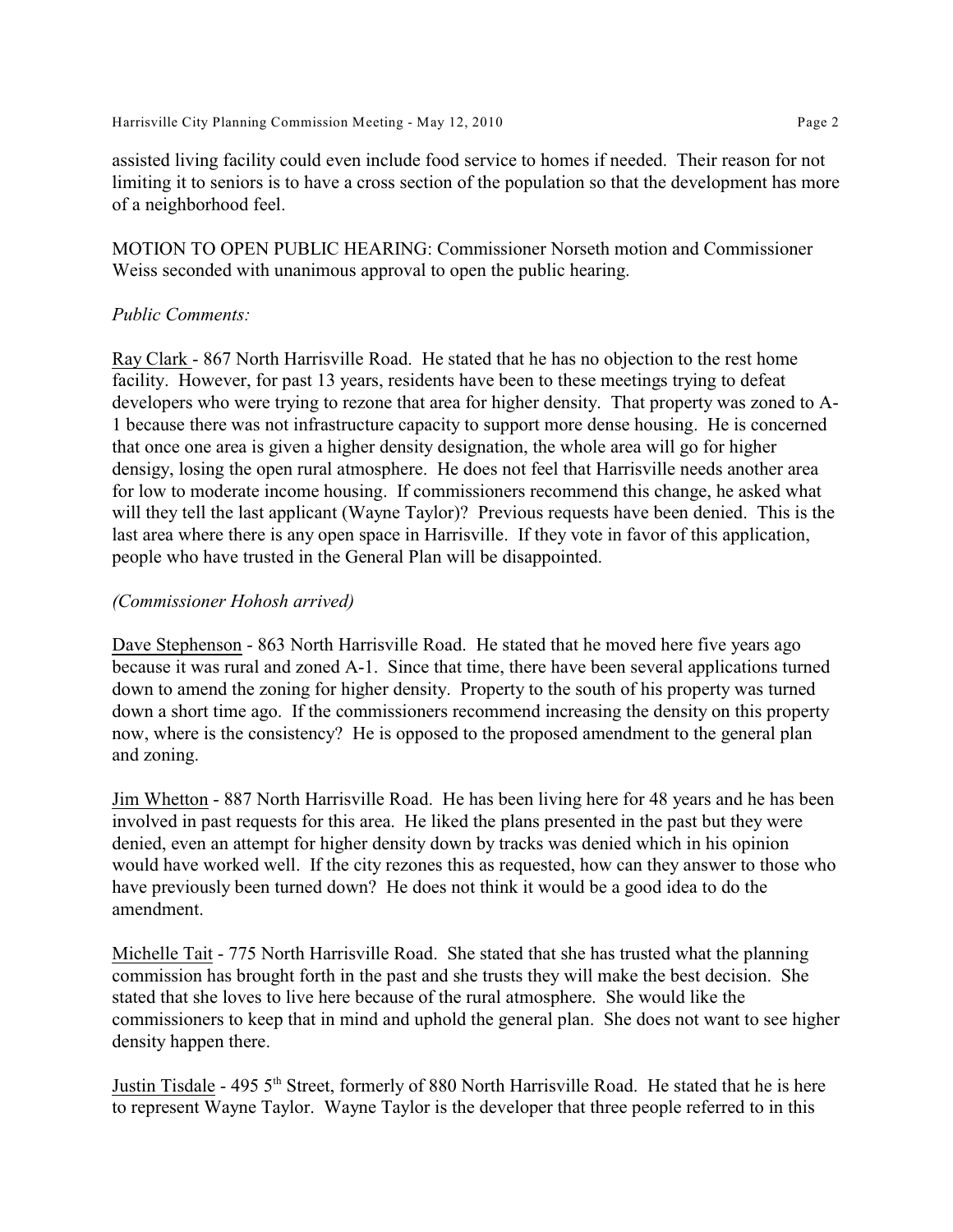assisted living facility could even include food service to homes if needed. Their reason for not limiting it to seniors is to have a cross section of the population so that the development has more of a neighborhood feel.

MOTION TO OPEN PUBLIC HEARING: Commissioner Norseth motion and Commissioner Weiss seconded with unanimous approval to open the public hearing.

*Public Comments:*

Ray Clark - 867 North Harrisville Road. He stated that he has no objection to the rest home facility. However, for past 13 years, residents have been to these meetings trying to defeat developers who were trying to rezone that area for higher density. That property was zoned to A-1 because there was not infrastructure capacity to support more dense housing. He is concerned that once one area is given a higher density designation, the whole area will go for higher densigy, losing the open rural atmosphere. He does not feel that Harrisville needs another area for low to moderate income housing. If commissioners recommend this change, he asked what will they tell the last applicant (Wayne Taylor)? Previous requests have been denied. This is the last area where there is any open space in Harrisville. If they vote in favor of this application, people who have trusted in the General Plan will be disappointed.

*(Commissioner Hohosh arrived)*

Dave Stephenson - 863 North Harrisville Road. He stated that he moved here five years ago because it was rural and zoned A-1. Since that time, there have been several applications turned down to amend the zoning for higher density. Property to the south of his property was turned down a short time ago. If the commissioners recommend increasing the density on this property now, where is the consistency? He is opposed to the proposed amendment to the general plan and zoning.

Jim Whetton - 887 North Harrisville Road. He has been living here for 48 years and he has been involved in past requests for this area. He liked the plans presented in the past but they were denied, even an attempt for higher density down by tracks was denied which in his opinion would have worked well. If the city rezones this as requested, how can they answer to those who have previously been turned down? He does not think it would be a good idea to do the amendment.

Michelle Tait - 775 North Harrisville Road. She stated that she has trusted what the planning commission has brought forth in the past and she trusts they will make the best decision. She stated that she loves to live here because of the rural atmosphere. She would like the commissioners to keep that in mind and uphold the general plan. She does not want to see higher density happen there.

Justin Tisdale - 495 5th Street, formerly of 880 North Harrisville Road. He stated that he is here to represent Wayne Taylor. Wayne Taylor is the developer that three people referred to in this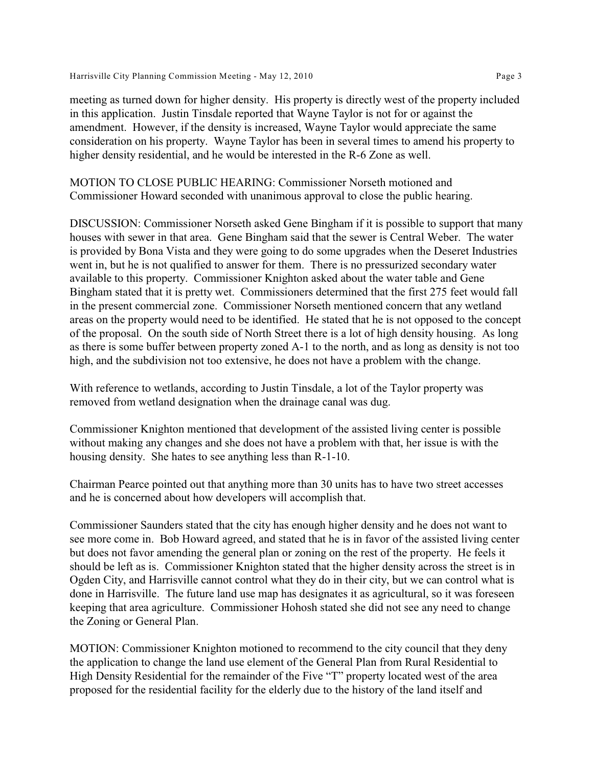meeting as turned down for higher density. His property is directly west of the property included in this application. Justin Tinsdale reported that Wayne Taylor is not for or against the amendment. However, if the density is increased, Wayne Taylor would appreciate the same consideration on his property. Wayne Taylor has been in several times to amend his property to higher density residential, and he would be interested in the R-6 Zone as well.

MOTION TO CLOSE PUBLIC HEARING: Commissioner Norseth motioned and Commissioner Howard seconded with unanimous approval to close the public hearing.

DISCUSSION: Commissioner Norseth asked Gene Bingham if it is possible to support that many houses with sewer in that area. Gene Bingham said that the sewer is Central Weber. The water is provided by Bona Vista and they were going to do some upgrades when the Deseret Industries went in, but he is not qualified to answer for them. There is no pressurized secondary water available to this property. Commissioner Knighton asked about the water table and Gene Bingham stated that it is pretty wet. Commissioners determined that the first 275 feet would fall in the present commercial zone. Commissioner Norseth mentioned concern that any wetland areas on the property would need to be identified. He stated that he is not opposed to the concept of the proposal. On the south side of North Street there is a lot of high density housing. As long as there is some buffer between property zoned A-1 to the north, and as long as density is not too high, and the subdivision not too extensive, he does not have a problem with the change.

With reference to wetlands, according to Justin Tinsdale, a lot of the Taylor property was removed from wetland designation when the drainage canal was dug.

Commissioner Knighton mentioned that development of the assisted living center is possible without making any changes and she does not have a problem with that, her issue is with the housing density. She hates to see anything less than R-1-10.

Chairman Pearce pointed out that anything more than 30 units has to have two street accesses and he is concerned about how developers will accomplish that.

Commissioner Saunders stated that the city has enough higher density and he does not want to see more come in. Bob Howard agreed, and stated that he is in favor of the assisted living center but does not favor amending the general plan or zoning on the rest of the property. He feels it should be left as is. Commissioner Knighton stated that the higher density across the street is in Ogden City, and Harrisville cannot control what they do in their city, but we can control what is done in Harrisville. The future land use map has designates it as agricultural, so it was foreseen keeping that area agriculture. Commissioner Hohosh stated she did not see any need to change the Zoning or General Plan.

MOTION: Commissioner Knighton motioned to recommend to the city council that they deny the application to change the land use element of the General Plan from Rural Residential to High Density Residential for the remainder of the Five "T" property located west of the area proposed for the residential facility for the elderly due to the history of the land itself and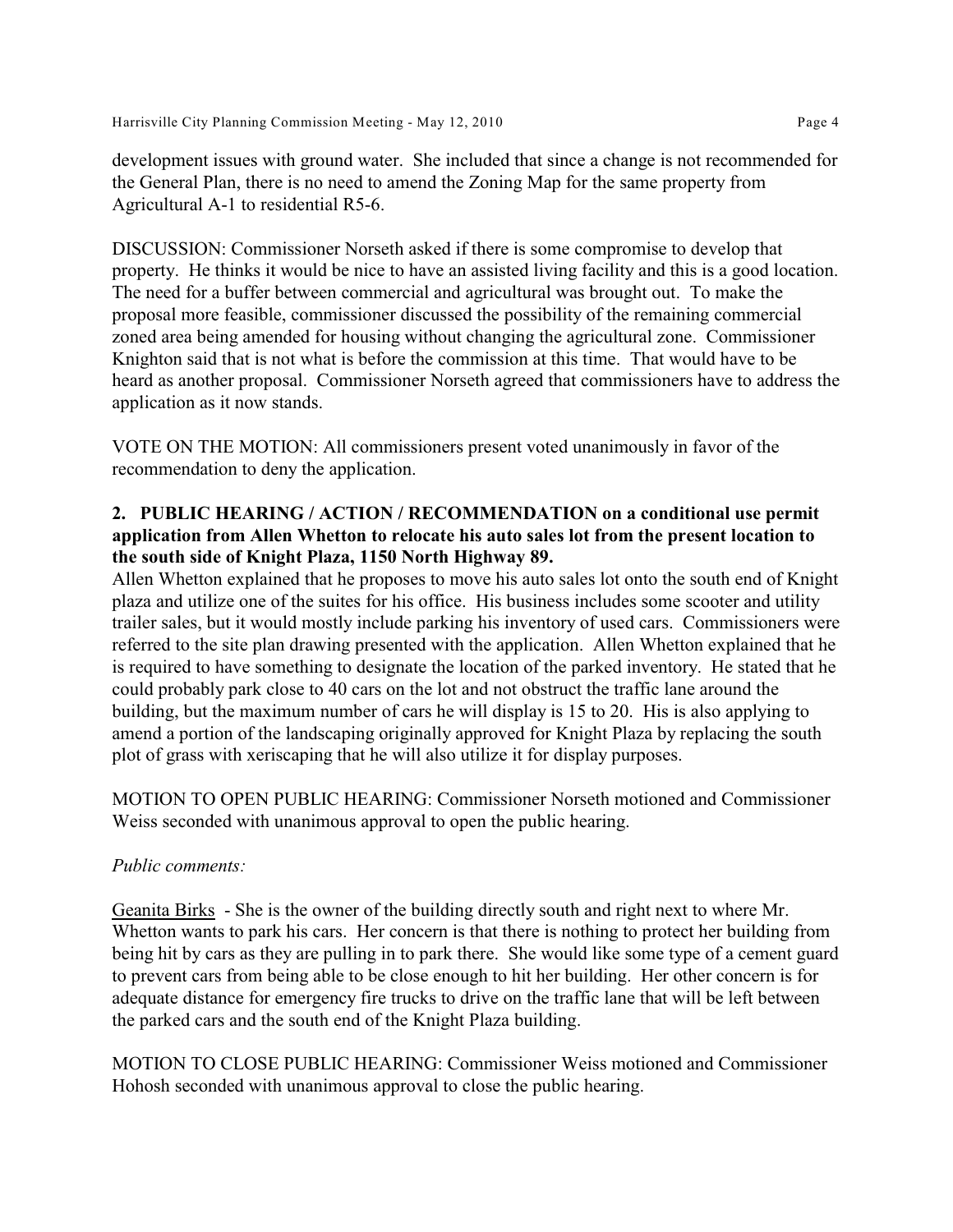development issues with ground water. She included that since a change is not recommended for the General Plan, there is no need to amend the Zoning Map for the same property from Agricultural A-1 to residential R5-6.

DISCUSSION: Commissioner Norseth asked if there is some compromise to develop that property. He thinks it would be nice to have an assisted living facility and this is a good location. The need for a buffer between commercial and agricultural was brought out. To make the proposal more feasible, commissioner discussed the possibility of the remaining commercial zoned area being amended for housing without changing the agricultural zone. Commissioner Knighton said that is not what is before the commission at this time. That would have to be heard as another proposal. Commissioner Norseth agreed that commissioners have to address the application as it now stands.

VOTE ON THE MOTION: All commissioners present voted unanimously in favor of the recommendation to deny the application.

**2. PUBLIC HEARING / ACTION / RECOMMENDATION on a conditional use permit application from Allen Whetton to relocate his auto sales lot from the present location to the south side of Knight Plaza, 1150 North Highway 89.**

Allen Whetton explained that he proposes to move his auto sales lot onto the south end of Knight plaza and utilize one of the suites for his office. His business includes some scooter and utility trailer sales, but it would mostly include parking his inventory of used cars. Commissioners were referred to the site plan drawing presented with the application. Allen Whetton explained that he is required to have something to designate the location of the parked inventory. He stated that he could probably park close to 40 cars on the lot and not obstruct the traffic lane around the building, but the maximum number of cars he will display is 15 to 20. His is also applying to amend a portion of the landscaping originally approved for Knight Plaza by replacing the south plot of grass with xeriscaping that he will also utilize it for display purposes.

MOTION TO OPEN PUBLIC HEARING: Commissioner Norseth motioned and Commissioner Weiss seconded with unanimous approval to open the public hearing.

*Public comments:*

Geanita Birks - She is the owner of the building directly south and right next to where Mr. Whetton wants to park his cars. Her concern is that there is nothing to protect her building from being hit by cars as they are pulling in to park there. She would like some type of a cement guard to prevent cars from being able to be close enough to hit her building. Her other concern is for adequate distance for emergency fire trucks to drive on the traffic lane that will be left between the parked cars and the south end of the Knight Plaza building.

MOTION TO CLOSE PUBLIC HEARING: Commissioner Weiss motioned and Commissioner Hohosh seconded with unanimous approval to close the public hearing.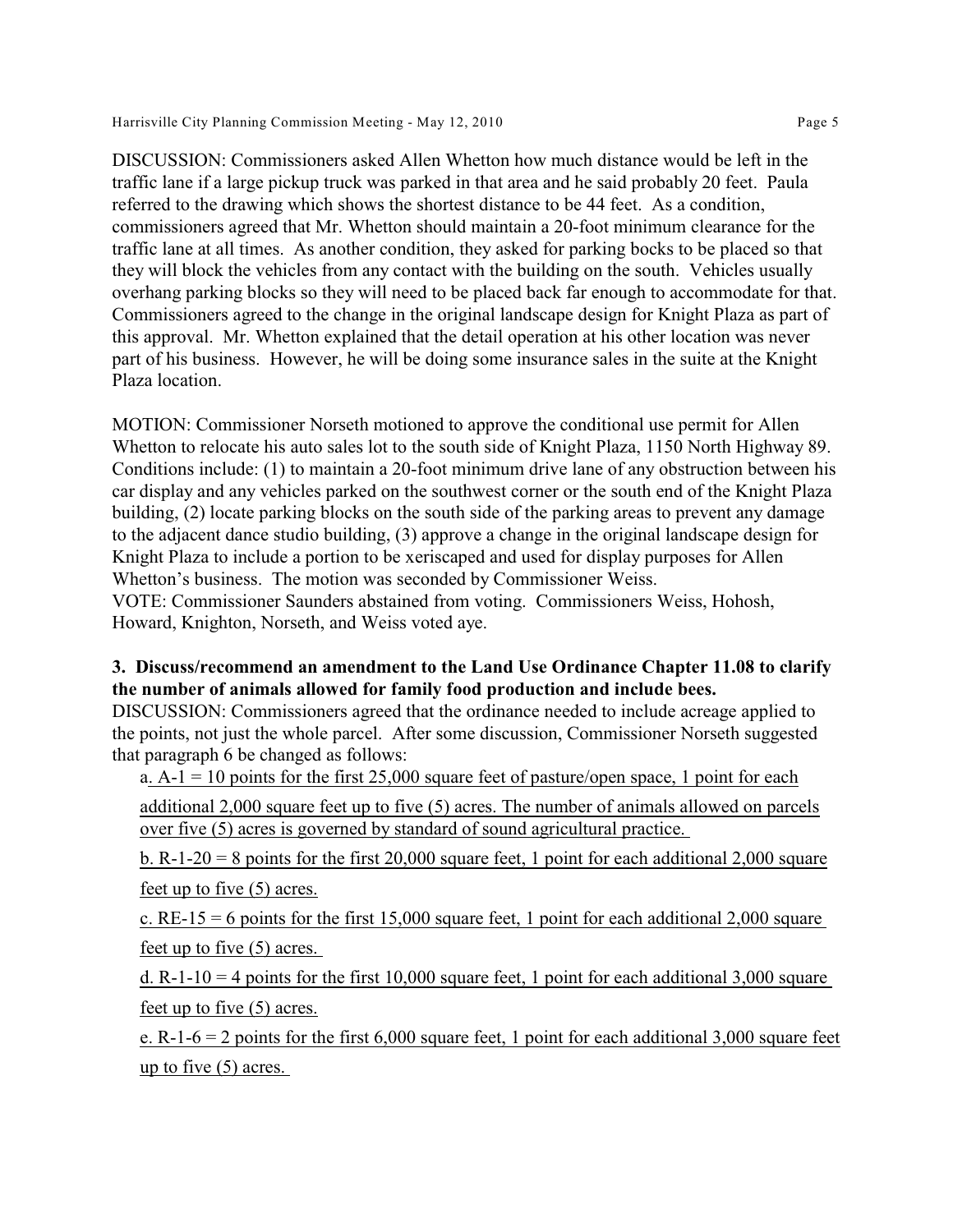DISCUSSION: Commissioners asked Allen Whetton how much distance would be left in the traffic lane if a large pickup truck was parked in that area and he said probably 20 feet. Paula referred to the drawing which shows the shortest distance to be 44 feet. As a condition, commissioners agreed that Mr. Whetton should maintain a 20-foot minimum clearance for the traffic lane at all times. As another condition, they asked for parking bocks to be placed so that they will block the vehicles from any contact with the building on the south. Vehicles usually overhang parking blocks so they will need to be placed back far enough to accommodate for that. Commissioners agreed to the change in the original landscape design for Knight Plaza as part of this approval. Mr. Whetton explained that the detail operation at his other location was never part of his business. However, he will be doing some insurance sales in the suite at the Knight Plaza location.

MOTION: Commissioner Norseth motioned to approve the conditional use permit for Allen Whetton to relocate his auto sales lot to the south side of Knight Plaza, 1150 North Highway 89. Conditions include: (1) to maintain a 20-foot minimum drive lane of any obstruction between his car display and any vehicles parked on the southwest corner or the south end of the Knight Plaza building, (2) locate parking blocks on the south side of the parking areas to prevent any damage to the adjacent dance studio building, (3) approve a change in the original landscape design for Knight Plaza to include a portion to be xeriscaped and used for display purposes for Allen Whetton's business. The motion was seconded by Commissioner Weiss.
VOTE: Commissioner Saunders abstained from voting. Commissioners Weiss, Hohosh, Howard, Knighton, Norseth, and Weiss voted aye.

**3. Discuss/recommend an amendment to the Land Use Ordinance Chapter 11.08 to clarify the number of animals allowed for family food production and include bees.**

DISCUSSION: Commissioners agreed that the ordinance needed to include acreage applied to the points, not just the whole parcel. After some discussion, Commissioner Norseth suggested that paragraph 6 be changed as follows:

a. A-1 = 10 points for the first 25,000 square feet of pasture/open space, 1 point for each additional 2,000 square feet up to five (5) acres. The number of animals allowed on parcels over five (5) acres is governed by standard of sound agricultural practice.

b. R-1-20 = 8 points for the first 20,000 square feet, 1 point for each additional 2,000 square feet up to five (5) acres.

c. RE-15 = 6 points for the first 15,000 square feet, 1 point for each additional 2,000 square feet up to five (5) acres.

d. R-1-10 = 4 points for the first 10,000 square feet, 1 point for each additional 3,000 square feet up to five (5) acres.

e. R-1-6 = 2 points for the first 6,000 square feet, 1 point for each additional 3,000 square feet up to five (5) acres.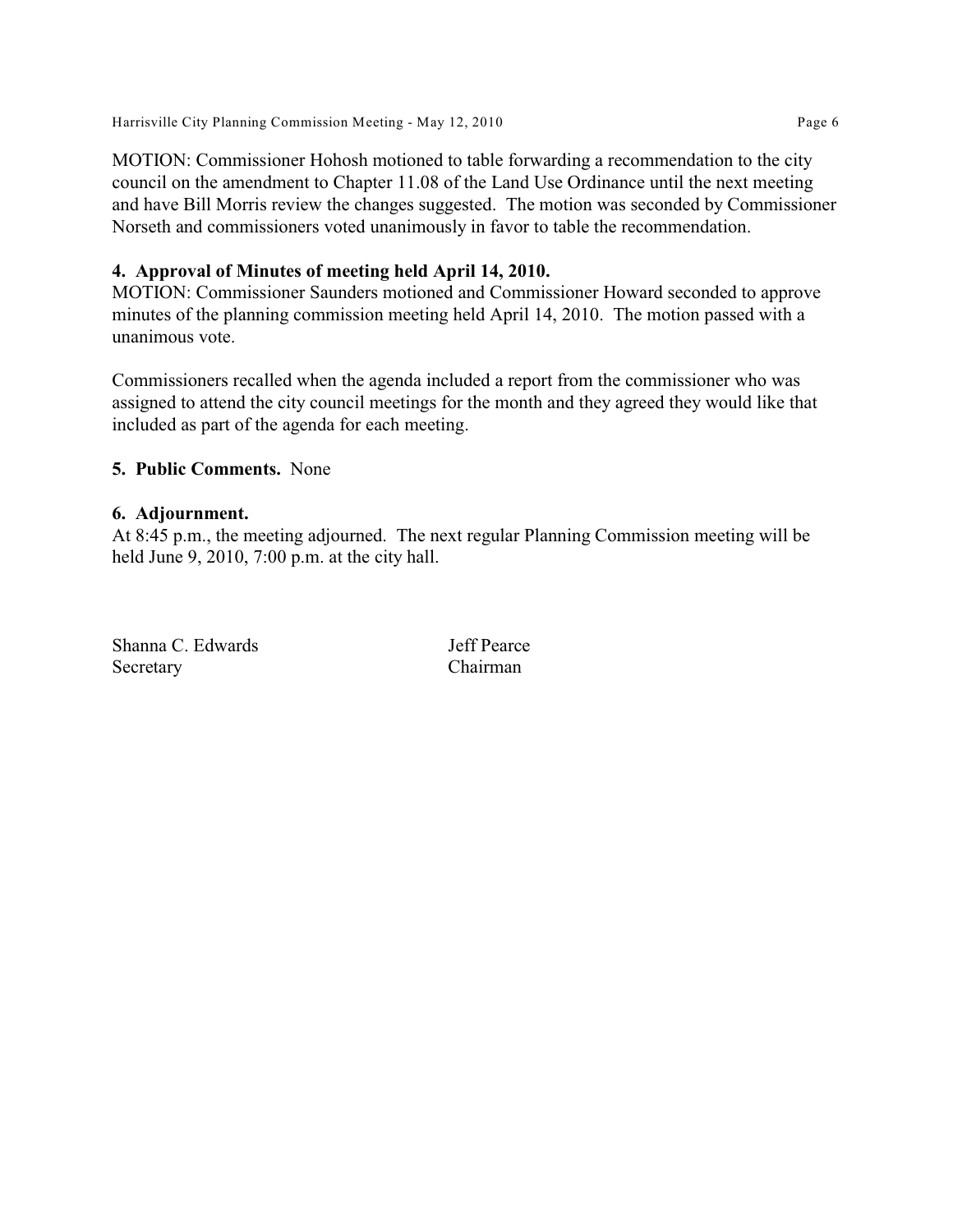MOTION: Commissioner Hohosh motioned to table forwarding a recommendation to the city council on the amendment to Chapter 11.08 of the Land Use Ordinance until the next meeting and have Bill Morris review the changes suggested. The motion was seconded by Commissioner Norseth and commissioners voted unanimously in favor to table the recommendation.

**4. Approval of Minutes of meeting held April 14, 2010.**

MOTION: Commissioner Saunders motioned and Commissioner Howard seconded to approve minutes of the planning commission meeting held April 14, 2010. The motion passed with a unanimous vote.

Commissioners recalled when the agenda included a report from the commissioner who was assigned to attend the city council meetings for the month and they agreed they would like that included as part of the agenda for each meeting.

**5. Public Comments.** None

**6. Adjournment.**

At 8:45 p.m., the meeting adjourned. The next regular Planning Commission meeting will be held June 9, 2010, 7:00 p.m. at the city hall.

Shanna C. Edwards
Secretary

Jeff Pearce
Chairman